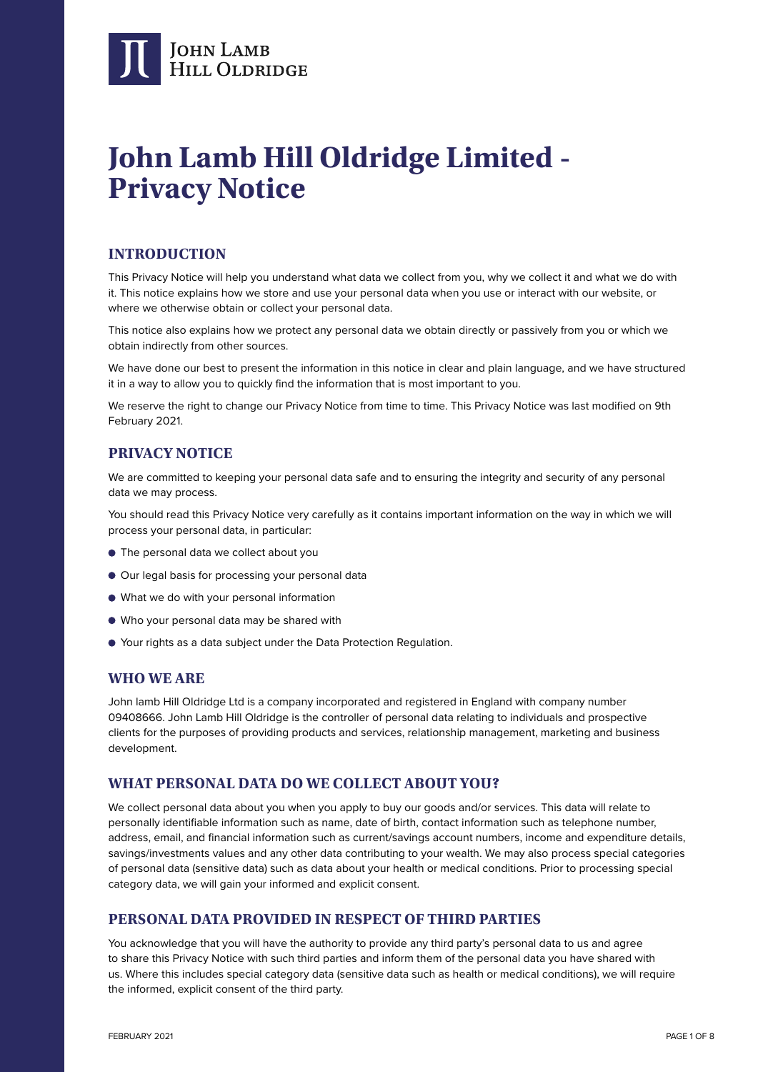# John Lamb Hill Oldridge Limited - Privacy Notice

## INTRODUCTION

This Privacy Notice will help you understand what data we collect from you, why we collect it and what we do with it. This notice explains how we store and use your personal data when you use or interact with our website, or where we otherwise obtain or collect your personal data.

This notice also explains how we protect any personal data we obtain directly or passively from you or which we obtain indirectly from other sources.

We have done our best to present the information in this notice in clear and plain language, and we have structured it in a way to allow you to quickly find the information that is most important to you.

We reserve the right to change our Privacy Notice from time to time. This Privacy Notice was last modified on 9th February 2021.

## PRIVACY NOTICE

We are committed to keeping your personal data safe and to ensuring the integrity and security of any personal data we may process.

You should read this Privacy Notice very carefully as it contains important information on the way in which we will process your personal data, in particular:

- The personal data we collect about you
- Our legal basis for processing your personal data
- What we do with your personal information
- Who your personal data may be shared with
- Your rights as a data subject under the Data Protection Regulation.

## WHO WE ARE

John lamb Hill Oldridge Ltd is a company incorporated and registered in England with company number 09408666. John Lamb Hill Oldridge is the controller of personal data relating to individuals and prospective clients for the purposes of providing products and services, relationship management, marketing and business development.

## WHAT PERSONAL DATA DO WE COLLECT ABOUT YOU?

We collect personal data about you when you apply to buy our goods and/or services. This data will relate to personally identifiable information such as name, date of birth, contact information such as telephone number, address, email, and financial information such as current/savings account numbers, income and expenditure details, savings/investments values and any other data contributing to your wealth. We may also process special categories of personal data (sensitive data) such as data about your health or medical conditions. Prior to processing special category data, we will gain your informed and explicit consent.

## PERSONAL DATA PROVIDED IN RESPECT OF THIRD PARTIES

You acknowledge that you will have the authority to provide any third party's personal data to us and agree to share this Privacy Notice with such third parties and inform them of the personal data you have shared with us. Where this includes special category data (sensitive data such as health or medical conditions), we will require the informed, explicit consent of the third party.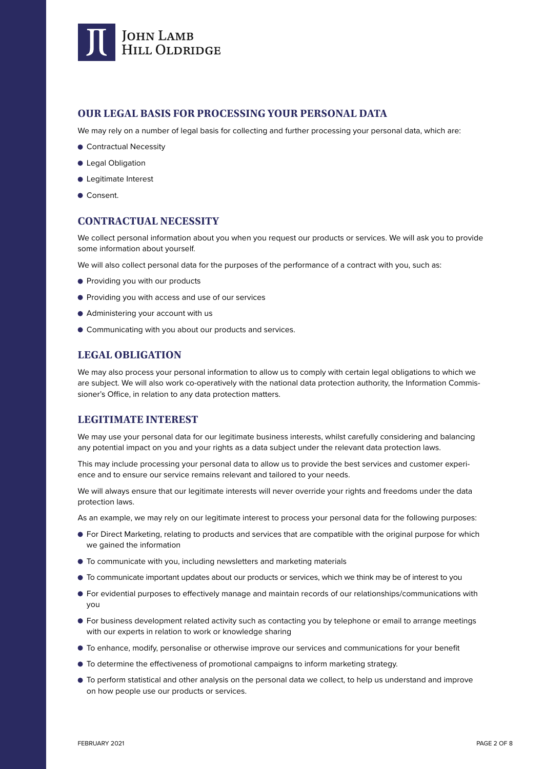## OUR LEGAL BASIS FOR PROCESSING YOUR PERSONAL DATA

We may rely on a number of legal basis for collecting and further processing your personal data, which are:

- Contractual Necessity
- Legal Obligation
- Legitimate Interest
- Consent.

## CONTRACTUAL NECESSITY

We collect personal information about you when you request our products or services. We will ask you to provide some information about yourself.

We will also collect personal data for the purposes of the performance of a contract with you, such as:

- Providing you with our products
- Providing you with access and use of our services
- Administering your account with us
- Communicating with you about our products and services.

## LEGAL OBLIGATION

We may also process your personal information to allow us to comply with certain legal obligations to which we are subject. We will also work co-operatively with the national data protection authority, the Information Commissioner's Office, in relation to any data protection matters.

## LEGITIMATE INTEREST

We may use your personal data for our legitimate business interests, whilst carefully considering and balancing any potential impact on you and your rights as a data subject under the relevant data protection laws.

This may include processing your personal data to allow us to provide the best services and customer experience and to ensure our service remains relevant and tailored to your needs.

We will always ensure that our legitimate interests will never override your rights and freedoms under the data protection laws.

As an example, we may rely on our legitimate interest to process your personal data for the following purposes:

- For Direct Marketing, relating to products and services that are compatible with the original purpose for which we gained the information
- To communicate with you, including newsletters and marketing materials
- To communicate important updates about our products or services, which we think may be of interest to you
- For evidential purposes to effectively manage and maintain records of our relationships/communications with you
- For business development related activity such as contacting you by telephone or email to arrange meetings with our experts in relation to work or knowledge sharing
- To enhance, modify, personalise or otherwise improve our services and communications for your benefit
- To determine the effectiveness of promotional campaigns to inform marketing strategy.
- To perform statistical and other analysis on the personal data we collect, to help us understand and improve on how people use our products or services.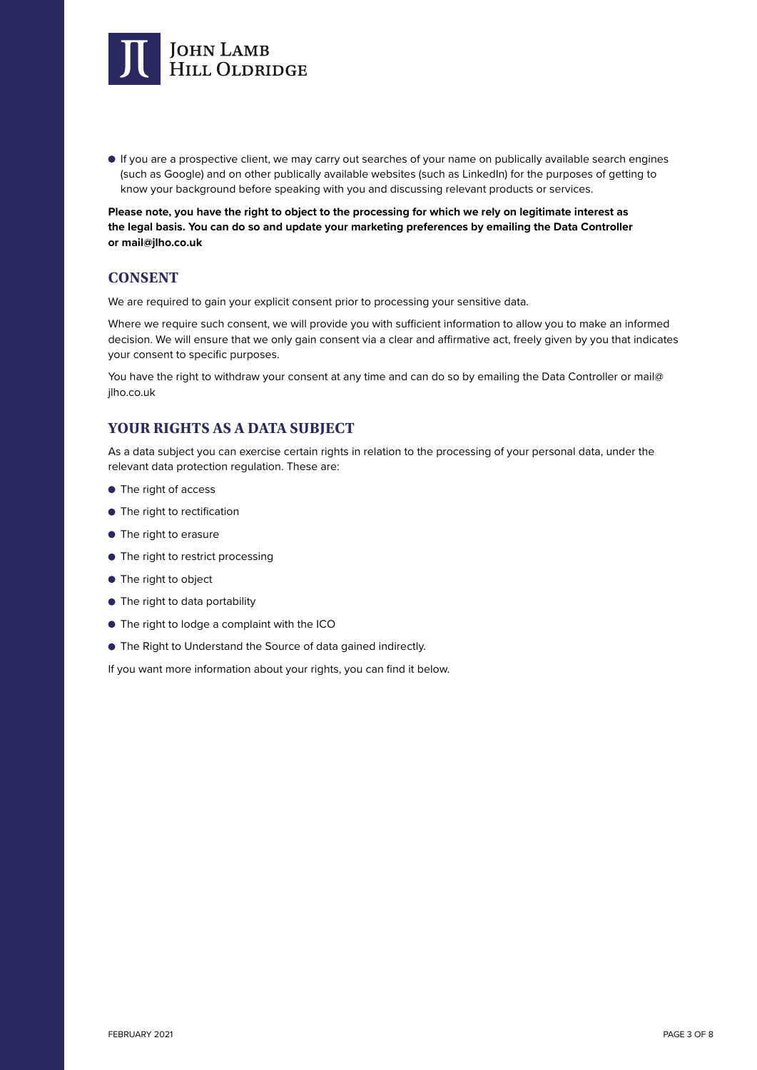- If you are a prospective client, we may carry out searches of your name on publically available search engines (such as Google) and on other publically available websites (such as LinkedIn) for the purposes of getting to know your background before speaking with you and discussing relevant products or services.

**Please note, you have the right to object to the processing for which we rely on legitimate interest as the legal basis. You can do so and update your marketing preferences by emailing the Data Controller or mail@jlho.co.uk**

## CONSENT

We are required to gain your explicit consent prior to processing your sensitive data.

Where we require such consent, we will provide you with sufficient information to allow you to make an informed decision. We will ensure that we only gain consent via a clear and affirmative act, freely given by you that indicates your consent to specific purposes.

You have the right to withdraw your consent at any time and can do so by emailing the Data Controller or mail@jlho.co.uk

## YOUR RIGHTS AS A DATA SUBJECT

As a data subject you can exercise certain rights in relation to the processing of your personal data, under the relevant data protection regulation. These are:

- The right of access
- The right to rectification
- The right to erasure
- The right to restrict processing
- The right to object
- The right to data portability
- The right to lodge a complaint with the ICO
- The Right to Understand the Source of data gained indirectly.

If you want more information about your rights, you can find it below.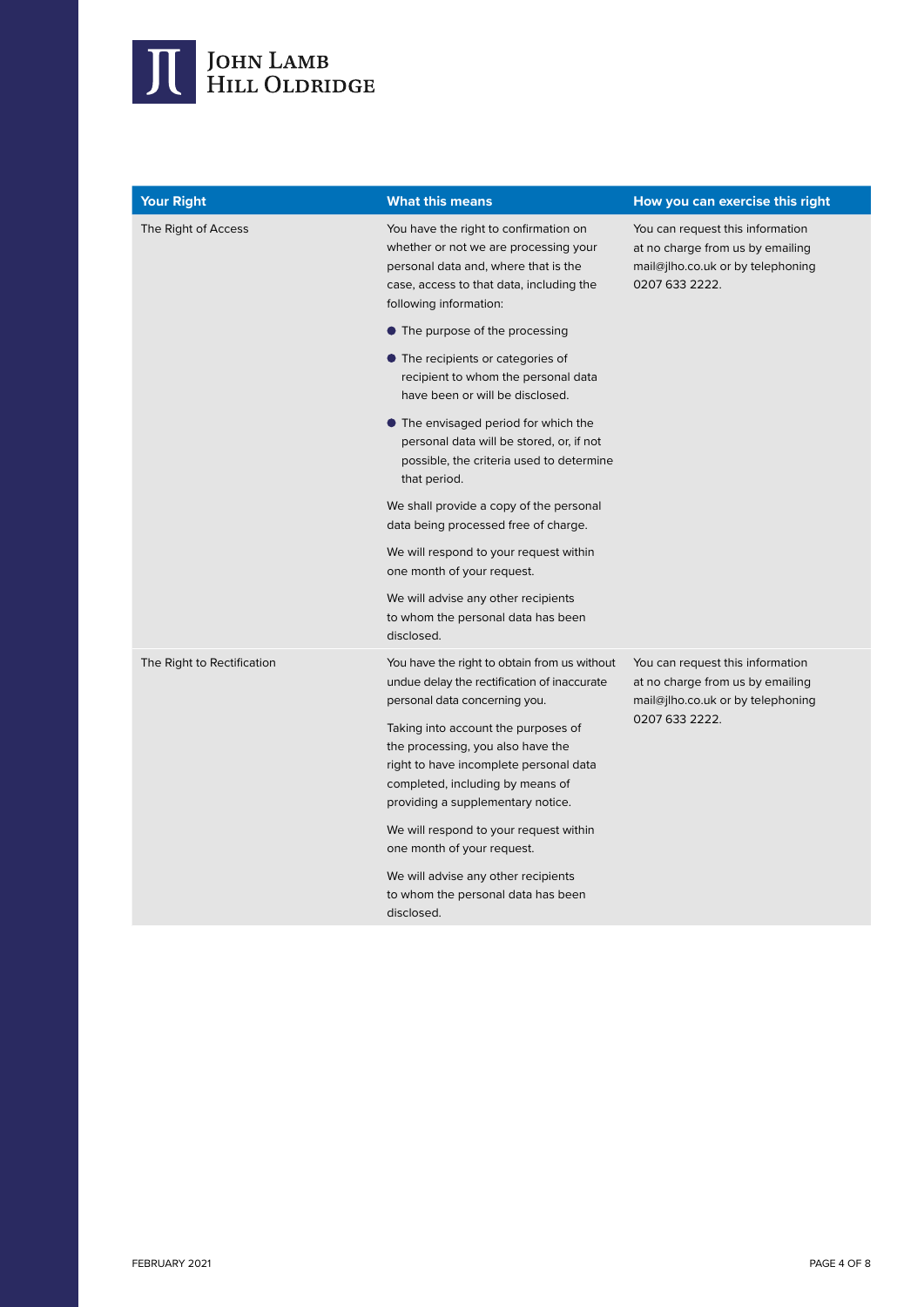| Your Right | What this means | How you can exercise this right |
|---|---|---|
| The Right of Access | You have the right to confirmation on whether or not we are processing your personal data and, where that is the case, access to that data, including the following information:<br>● The purpose of the processing<br>● The recipients or categories of recipient to whom the personal data have been or will be disclosed.<br>● The envisaged period for which the personal data will be stored, or, if not possible, the criteria used to determine that period.<br>We shall provide a copy of the personal data being processed free of charge.<br>We will respond to your request within one month of your request.<br>We will advise any other recipients to whom the personal data has been disclosed. | You can request this information at no charge from us by emailing mail@jlho.co.uk or by telephoning 0207 633 2222. |
| The Right to Rectification | You have the right to obtain from us without undue delay the rectification of inaccurate personal data concerning you.<br>Taking into account the purposes of the processing, you also have the right to have incomplete personal data completed, including by means of providing a supplementary notice.<br>We will respond to your request within one month of your request.<br>We will advise any other recipients to whom the personal data has been disclosed. | You can request this information at no charge from us by emailing mail@jlho.co.uk or by telephoning 0207 633 2222. |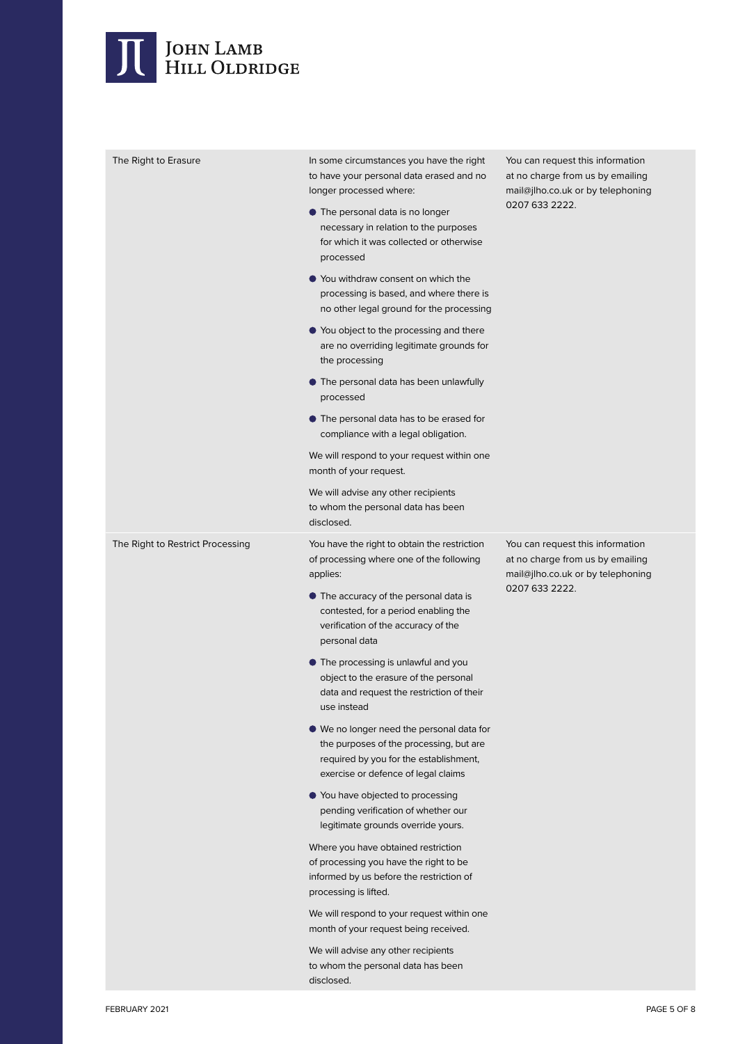| | | |
|---|---|---|
| The Right to Erasure | In some circumstances you have the right to have your personal data erased and no longer processed where:<br><br>● The personal data is no longer necessary in relation to the purposes for which it was collected or otherwise processed<br>● You withdraw consent on which the processing is based, and where there is no other legal ground for the processing<br>● You object to the processing and there are no overriding legitimate grounds for the processing<br>● The personal data has been unlawfully processed<br>● The personal data has to be erased for compliance with a legal obligation.<br><br>We will respond to your request within one month of your request.<br><br>We will advise any other recipients to whom the personal data has been disclosed. | You can request this information at no charge from us by emailing mail@jlho.co.uk or by telephoning 0207 633 2222. |
| The Right to Restrict Processing | You have the right to obtain the restriction of processing where one of the following applies:<br><br>● The accuracy of the personal data is contested, for a period enabling the verification of the accuracy of the personal data<br>● The processing is unlawful and you object to the erasure of the personal data and request the restriction of their use instead<br>● We no longer need the personal data for the purposes of the processing, but are required by you for the establishment, exercise or defence of legal claims<br>● You have objected to processing pending verification of whether our legitimate grounds override yours.<br><br>Where you have obtained restriction of processing you have the right to be informed by us before the restriction of processing is lifted.<br><br>We will respond to your request within one month of your request being received.<br><br>We will advise any other recipients to whom the personal data has been disclosed. | You can request this information at no charge from us by emailing mail@jlho.co.uk or by telephoning 0207 633 2222. |

FEBRUARY 2021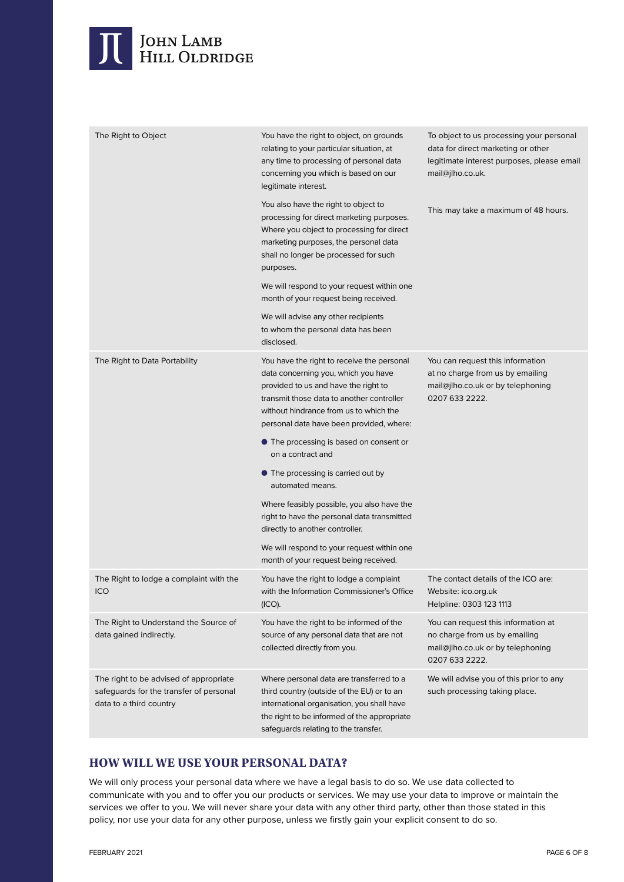| | | |
|---|---|---|
| The Right to Object | You have the right to object, on grounds relating to your particular situation, at any time to processing of personal data concerning you which is based on our legitimate interest.<br><br>You also have the right to object to processing for direct marketing purposes. Where you object to processing for direct marketing purposes, the personal data shall no longer be processed for such purposes.<br><br>We will respond to your request within one month of your request being received.<br><br>We will advise any other recipients to whom the personal data has been disclosed. | To object to us processing your personal data for direct marketing or other legitimate interest purposes, please email mail@jlho.co.uk.<br><br>This may take a maximum of 48 hours. |
| The Right to Data Portability | You have the right to receive the personal data concerning you, which you have provided to us and have the right to transmit those data to another controller without hindrance from us to which the personal data have been provided, where:<br><br>• The processing is based on consent or on a contract and<br><br>• The processing is carried out by automated means.<br><br>Where feasibly possible, you also have the right to have the personal data transmitted directly to another controller.<br><br>We will respond to your request within one month of your request being received. | You can request this information at no charge from us by emailing mail@jlho.co.uk or by telephoning 0207 633 2222. |
| The Right to lodge a complaint with the ICO | You have the right to lodge a complaint with the Information Commissioner's Office (ICO). | The contact details of the ICO are:<br>Website: ico.org.uk<br>Helpline: 0303 123 1113 |
| The Right to Understand the Source of data gained indirectly. | You have the right to be informed of the source of any personal data that are not collected directly from you. | You can request this information at no charge from us by emailing mail@jlho.co.uk or by telephoning 0207 633 2222. |
| The right to be advised of appropriate safeguards for the transfer of personal data to a third country | Where personal data are transferred to a third country (outside of the EU) or to an international organisation, you shall have the right to be informed of the appropriate safeguards relating to the transfer. | We will advise you of this prior to any such processing taking place. |

## HOW WILL WE USE YOUR PERSONAL DATA?

We will only process your personal data where we have a legal basis to do so. We use data collected to communicate with you and to offer you our products or services. We may use your data to improve or maintain the services we offer to you. We will never share your data with any other third party, other than those stated in this policy, nor use your data for any other purpose, unless we firstly gain your explicit consent to do so.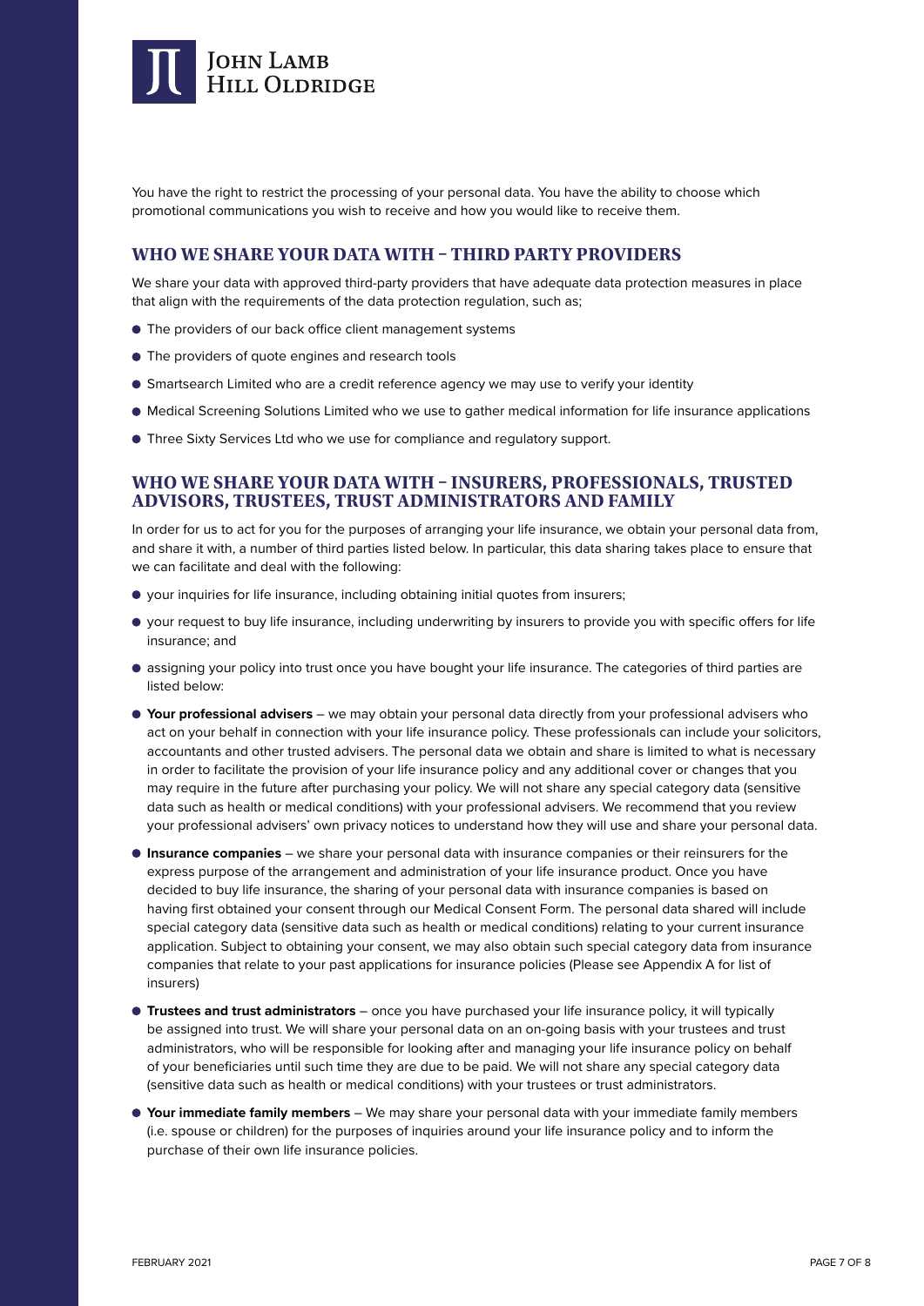You have the right to restrict the processing of your personal data. You have the ability to choose which promotional communications you wish to receive and how you would like to receive them.

## WHO WE SHARE YOUR DATA WITH – THIRD PARTY PROVIDERS

We share your data with approved third-party providers that have adequate data protection measures in place that align with the requirements of the data protection regulation, such as;

- The providers of our back office client management systems
- The providers of quote engines and research tools
- Smartsearch Limited who are a credit reference agency we may use to verify your identity
- Medical Screening Solutions Limited who we use to gather medical information for life insurance applications
- Three Sixty Services Ltd who we use for compliance and regulatory support.

## WHO WE SHARE YOUR DATA WITH – INSURERS, PROFESSIONALS, TRUSTED ADVISORS, TRUSTEES, TRUST ADMINISTRATORS AND FAMILY

In order for us to act for you for the purposes of arranging your life insurance, we obtain your personal data from, and share it with, a number of third parties listed below. In particular, this data sharing takes place to ensure that we can facilitate and deal with the following:

- your inquiries for life insurance, including obtaining initial quotes from insurers;
- your request to buy life insurance, including underwriting by insurers to provide you with specific offers for life insurance; and
- assigning your policy into trust once you have bought your life insurance. The categories of third parties are listed below:
- **Your professional advisers** – we may obtain your personal data directly from your professional advisers who act on your behalf in connection with your life insurance policy. These professionals can include your solicitors, accountants and other trusted advisers. The personal data we obtain and share is limited to what is necessary in order to facilitate the provision of your life insurance policy and any additional cover or changes that you may require in the future after purchasing your policy. We will not share any special category data (sensitive data such as health or medical conditions) with your professional advisers. We recommend that you review your professional advisers' own privacy notices to understand how they will use and share your personal data.
- **Insurance companies** – we share your personal data with insurance companies or their reinsurers for the express purpose of the arrangement and administration of your life insurance product. Once you have decided to buy life insurance, the sharing of your personal data with insurance companies is based on having first obtained your consent through our Medical Consent Form. The personal data shared will include special category data (sensitive data such as health or medical conditions) relating to your current insurance application. Subject to obtaining your consent, we may also obtain such special category data from insurance companies that relate to your past applications for insurance policies (Please see Appendix A for list of insurers)
- **Trustees and trust administrators** – once you have purchased your life insurance policy, it will typically be assigned into trust. We will share your personal data on an on-going basis with your trustees and trust administrators, who will be responsible for looking after and managing your life insurance policy on behalf of your beneficiaries until such time they are due to be paid. We will not share any special category data (sensitive data such as health or medical conditions) with your trustees or trust administrators.
- **Your immediate family members** – We may share your personal data with your immediate family members (i.e. spouse or children) for the purposes of inquiries around your life insurance policy and to inform the purchase of their own life insurance policies.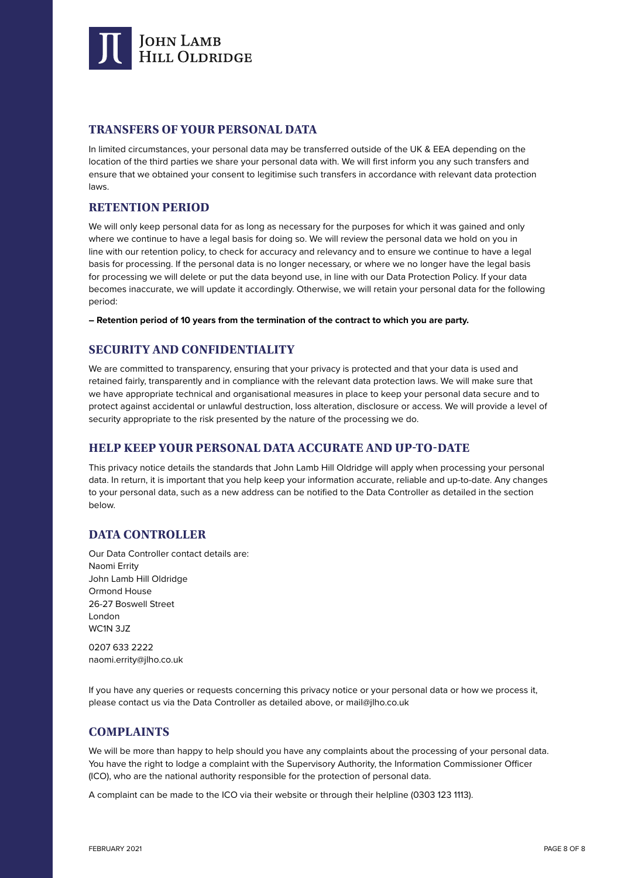## TRANSFERS OF YOUR PERSONAL DATA

In limited circumstances, your personal data may be transferred outside of the UK & EEA depending on the location of the third parties we share your personal data with. We will first inform you any such transfers and ensure that we obtained your consent to legitimise such transfers in accordance with relevant data protection laws.

## RETENTION PERIOD

We will only keep personal data for as long as necessary for the purposes for which it was gained and only where we continue to have a legal basis for doing so. We will review the personal data we hold on you in line with our retention policy, to check for accuracy and relevancy and to ensure we continue to have a legal basis for processing. If the personal data is no longer necessary, or where we no longer have the legal basis for processing we will delete or put the data beyond use, in line with our Data Protection Policy. If your data becomes inaccurate, we will update it accordingly. Otherwise, we will retain your personal data for the following period:

**– Retention period of 10 years from the termination of the contract to which you are party.**

## SECURITY AND CONFIDENTIALITY

We are committed to transparency, ensuring that your privacy is protected and that your data is used and retained fairly, transparently and in compliance with the relevant data protection laws. We will make sure that we have appropriate technical and organisational measures in place to keep your personal data secure and to protect against accidental or unlawful destruction, loss alteration, disclosure or access. We will provide a level of security appropriate to the risk presented by the nature of the processing we do.

## HELP KEEP YOUR PERSONAL DATA ACCURATE AND UP-TO-DATE

This privacy notice details the standards that John Lamb Hill Oldridge will apply when processing your personal data. In return, it is important that you help keep your information accurate, reliable and up-to-date. Any changes to your personal data, such as a new address can be notified to the Data Controller as detailed in the section below.

## DATA CONTROLLER

Our Data Controller contact details are:
Naomi Errity
John Lamb Hill Oldridge
Ormond House
26-27 Boswell Street
London
WC1N 3JZ

0207 633 2222
naomi.errity@jlho.co.uk

If you have any queries or requests concerning this privacy notice or your personal data or how we process it, please contact us via the Data Controller as detailed above, or mail@jlho.co.uk

## COMPLAINTS

We will be more than happy to help should you have any complaints about the processing of your personal data. You have the right to lodge a complaint with the Supervisory Authority, the Information Commissioner Officer (ICO), who are the national authority responsible for the protection of personal data.

A complaint can be made to the ICO via their website or through their helpline (0303 123 1113).

FEBRUARY 2021